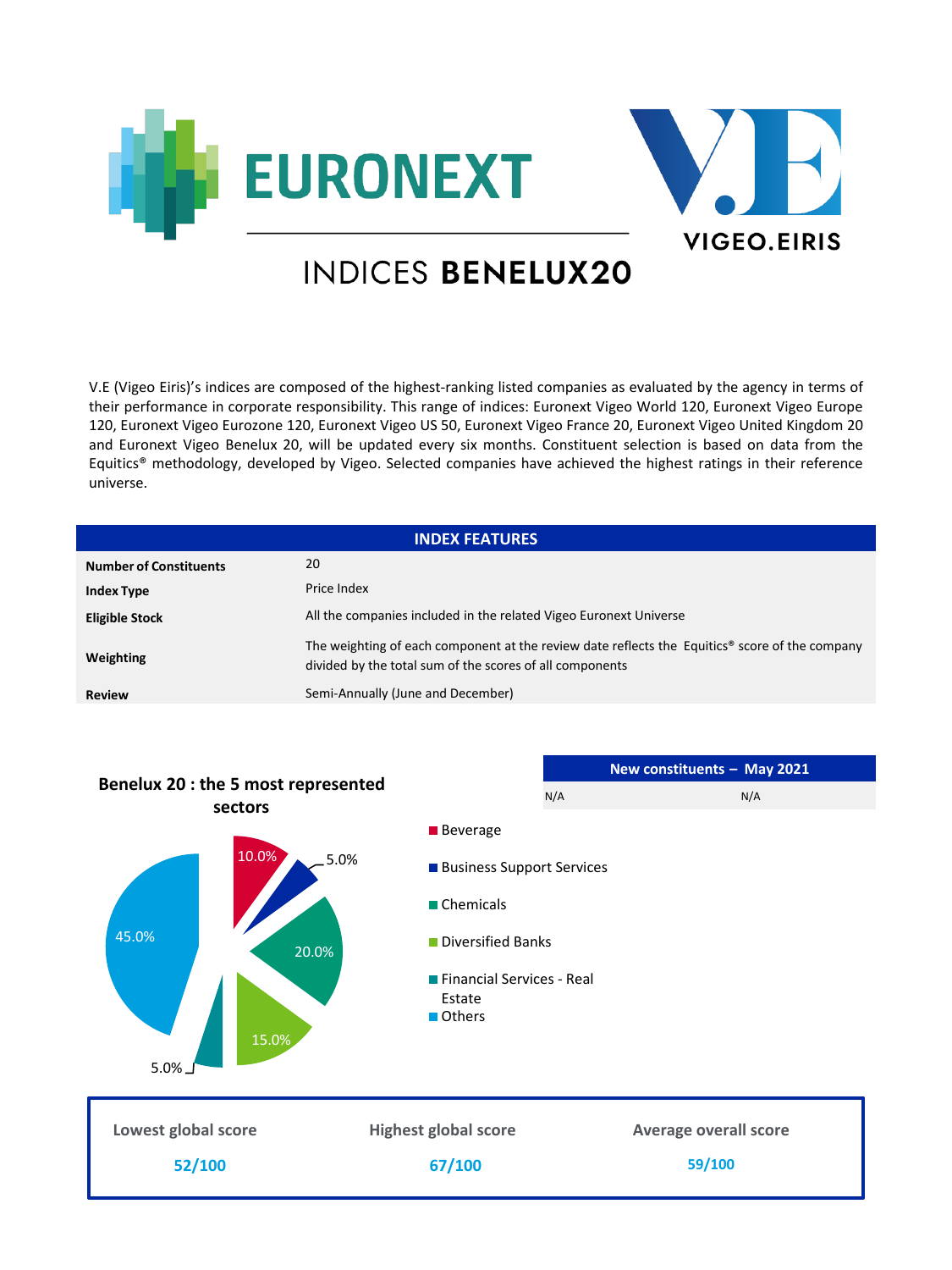EURONEXT

VIGEO.EIRIS

# INDICES BENELUX20

V.E (Vigeo Eiris)'s indices are composed of the highest-ranking listed companies as evaluated by the agency in terms of their performance in corporate responsibility. This range of indices: Euronext Vigeo World 120, Euronext Vigeo Europe 120, Euronext Vigeo Eurozone 120, Euronext Vigeo US 50, Euronext Vigeo France 20, Euronext Vigeo United Kingdom 20 and Euronext Vigeo Benelux 20, will be updated every six months. Constituent selection is based on data from the Equitics® methodology, developed by Vigeo. Selected companies have achieved the highest ratings in their reference universe.

| INDEX FEATURES | |
|---|---|
| **Number of Constituents** | 20 |
| **Index Type** | Price Index |
| **Eligible Stock** | All the companies included in the related Vigeo Euronext Universe |
| **Weighting** | The weighting of each component at the review date reflects the Equitics® score of the company divided by the total sum of the scores of all components |
| **Review** | Semi-Annually (June and December) |

**Benelux 20 : the 5 most represented sectors**

| Sector | Share |
|---|---|
| Beverage | 10.0% |
| Business Support Services | 5.0% |
| Chemicals | 20.0% |
| Diversified Banks | 15.0% |
| Financial Services - Real Estate | 5.0% |
| Others | 45.0% |

| New constituents – May 2021 | |
|---|---|
| N/A | N/A |

| Lowest global score | Highest global score | Average overall score |
|---|---|---|
| 52/100 | 67/100 | 59/100 |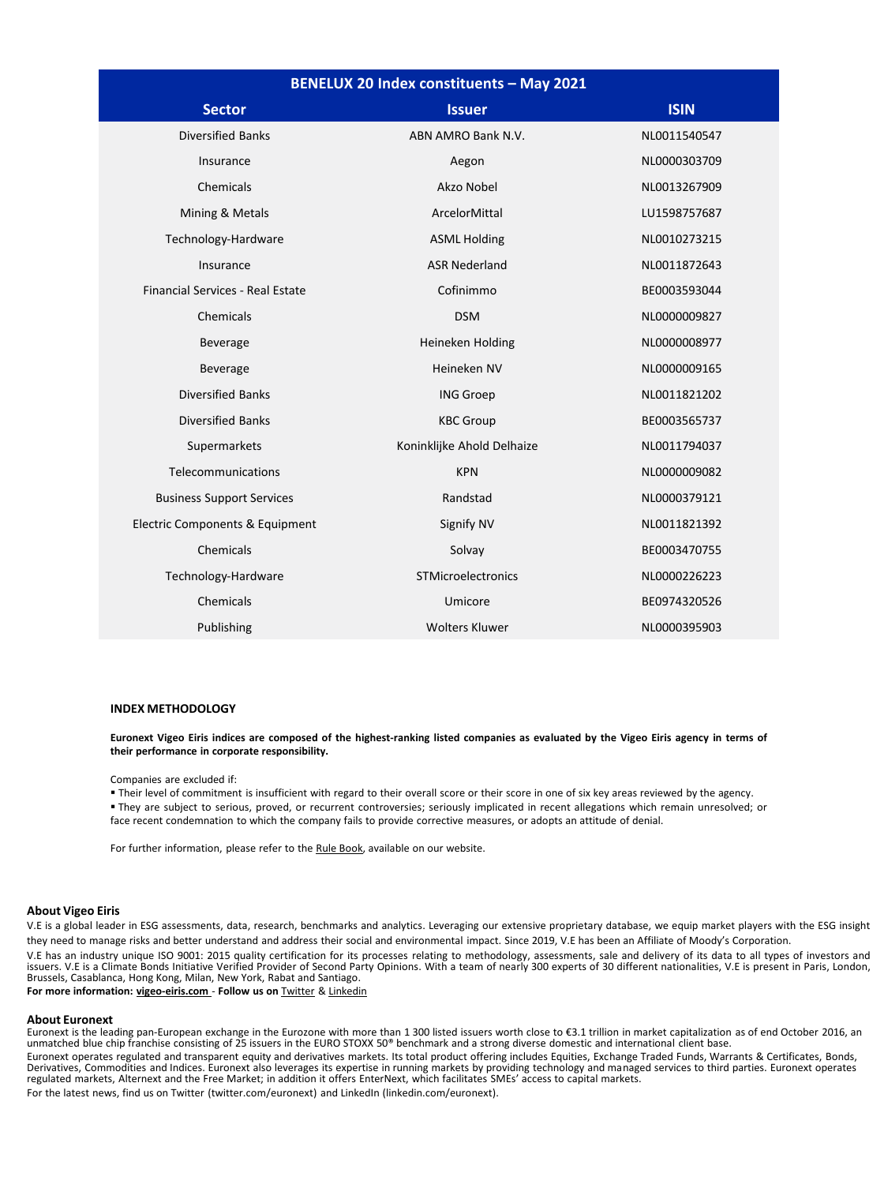| BENELUX 20 Index constituents – May 2021 | | |
|---|---|---|
| **Sector** | **Issuer** | **ISIN** |
| Diversified Banks | ABN AMRO Bank N.V. | NL0011540547 |
| Insurance | Aegon | NL0000303709 |
| Chemicals | Akzo Nobel | NL0013267909 |
| Mining & Metals | ArcelorMittal | LU1598757687 |
| Technology-Hardware | ASML Holding | NL0010273215 |
| Insurance | ASR Nederland | NL0011872643 |
| Financial Services - Real Estate | Cofinimmo | BE0003593044 |
| Chemicals | DSM | NL0000009827 |
| Beverage | Heineken Holding | NL0000008977 |
| Beverage | Heineken NV | NL0000009165 |
| Diversified Banks | ING Groep | NL0011821202 |
| Diversified Banks | KBC Group | BE0003565737 |
| Supermarkets | Koninklijke Ahold Delhaize | NL0011794037 |
| Telecommunications | KPN | NL0000009082 |
| Business Support Services | Randstad | NL0000379121 |
| Electric Components & Equipment | Signify NV | NL0011821392 |
| Chemicals | Solvay | BE0003470755 |
| Technology-Hardware | STMicroelectronics | NL0000226223 |
| Chemicals | Umicore | BE0974320526 |
| Publishing | Wolters Kluwer | NL0000395903 |

### INDEX METHODOLOGY

**Euronext Vigeo Eiris indices are composed of the highest-ranking listed companies as evaluated by the Vigeo Eiris agency in terms of their performance in corporate responsibility.**

Companies are excluded if:

- Their level of commitment is insufficient with regard to their overall score or their score in one of six key areas reviewed by the agency.
- They are subject to serious, proved, or recurrent controversies; seriously implicated in recent allegations which remain unresolved; or face recent condemnation to which the company fails to provide corrective measures, or adopts an attitude of denial.

For further information, please refer to the Rule Book, available on our website.

### About Vigeo Eiris

V.E is a global leader in ESG assessments, data, research, benchmarks and analytics. Leveraging our extensive proprietary database, we equip market players with the ESG insight they need to manage risks and better understand and address their social and environmental impact. Since 2019, V.E has been an Affiliate of Moody's Corporation.

V.E has an industry unique ISO 9001: 2015 quality certification for its processes relating to methodology, assessments, sale and delivery of its data to all types of investors and issuers. V.E is a Climate Bonds Initiative Verified Provider of Second Party Opinions. With a team of nearly 300 experts of 30 different nationalities, V.E is present in Paris, London, Brussels, Casablanca, Hong Kong, Milan, New York, Rabat and Santiago.

**For more information: vigeo-eiris.com - Follow us on** Twitter & Linkedin

### About Euronext

Euronext is the leading pan-European exchange in the Eurozone with more than 1 300 listed issuers worth close to €3.1 trillion in market capitalization as of end October 2016, an unmatched blue chip franchise consisting of 25 issuers in the EURO STOXX 50® benchmark and a strong diverse domestic and international client base.

Euronext operates regulated and transparent equity and derivatives markets. Its total product offering includes Equities, Exchange Traded Funds, Warrants & Certificates, Bonds, Derivatives, Commodities and Indices. Euronext also leverages its expertise in running markets by providing technology and managed services to third parties. Euronext operates regulated markets, Alternext and the Free Market; in addition it offers EnterNext, which facilitates SMEs' access to capital markets.

For the latest news, find us on Twitter (twitter.com/euronext) and LinkedIn (linkedin.com/euronext).